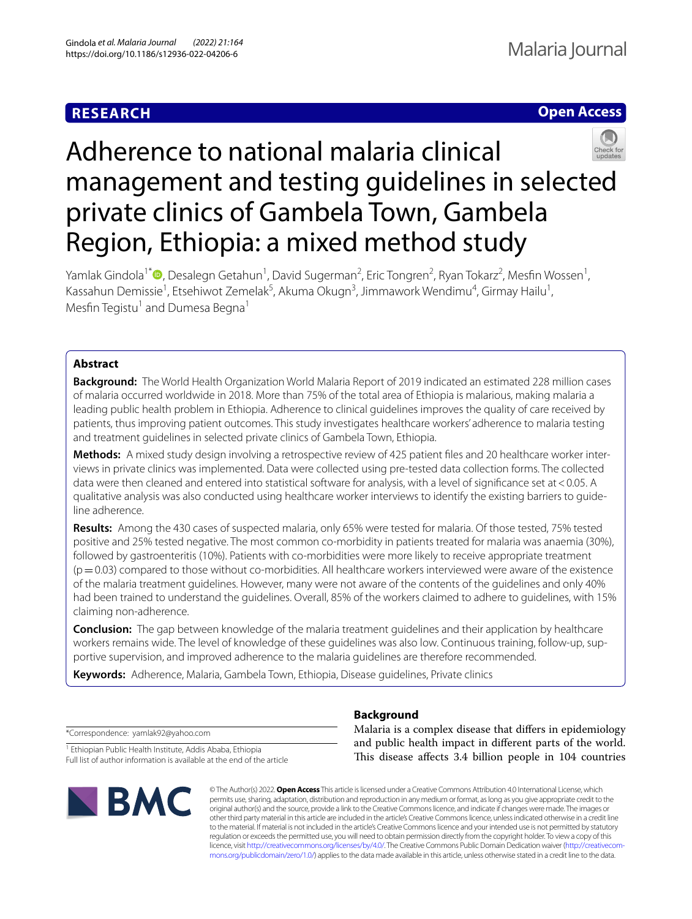# Adherence to national malaria clinical management and testing guidelines in selected private clinics of Gambela Town, Gambela Region, Ethiopia: a mixed method study

**RESEARCH** | **Open Access**

Yamlak Gindola[1*], Desalegn Getahun[1], David Sugerman[2], Eric Tongren[2], Ryan Tokarz[2], Mesfin Wossen[1], Kassahun Demissie[1], Etsehiwot Zemelak[5], Akuma Okugn[3], Jimmawork Wendimu[4], Girmay Hailu[1], Mesfin Tegistu[1] and Dumesa Begna[1]

## Abstract

**Background:** The World Health Organization World Malaria Report of 2019 indicated an estimated 228 million cases of malaria occurred worldwide in 2018. More than 75% of the total area of Ethiopia is malarious, making malaria a leading public health problem in Ethiopia. Adherence to clinical guidelines improves the quality of care received by patients, thus improving patient outcomes. This study investigates healthcare workers' adherence to malaria testing and treatment guidelines in selected private clinics of Gambela Town, Ethiopia.

**Methods:** A mixed study design involving a retrospective review of 425 patient files and 20 healthcare worker interviews in private clinics was implemented. Data were collected using pre-tested data collection forms. The collected data were then cleaned and entered into statistical software for analysis, with a level of significance set at < 0.05. A qualitative analysis was also conducted using healthcare worker interviews to identify the existing barriers to guideline adherence.

**Results:** Among the 430 cases of suspected malaria, only 65% were tested for malaria. Of those tested, 75% tested positive and 25% tested negative. The most common co-morbidity in patients treated for malaria was anaemia (30%), followed by gastroenteritis (10%). Patients with co-morbidities were more likely to receive appropriate treatment ($p = 0.03$) compared to those without co-morbidities. All healthcare workers interviewed were aware of the existence of the malaria treatment guidelines. However, many were not aware of the contents of the guidelines and only 40% had been trained to understand the guidelines. Overall, 85% of the workers claimed to adhere to guidelines, with 15% claiming non-adherence.

**Conclusion:** The gap between knowledge of the malaria treatment guidelines and their application by healthcare workers remains wide. The level of knowledge of these guidelines was also low. Continuous training, follow-up, supportive supervision, and improved adherence to the malaria guidelines are therefore recommended.

**Keywords:** Adherence, Malaria, Gambela Town, Ethiopia, Disease guidelines, Private clinics

*Correspondence: yamlak92@yahoo.com

[1] Ethiopian Public Health Institute, Addis Ababa, Ethiopia
Full list of author information is available at the end of the article

## Background

Malaria is a complex disease that differs in epidemiology and public health impact in different parts of the world. This disease affects 3.4 billion people in 104 countries

© The Author(s) 2022. **Open Access** This article is licensed under a Creative Commons Attribution 4.0 International License, which permits use, sharing, adaptation, distribution and reproduction in any medium or format, as long as you give appropriate credit to the original author(s) and the source, provide a link to the Creative Commons licence, and indicate if changes were made. The images or other third party material in this article are included in the article's Creative Commons licence, unless indicated otherwise in a credit line to the material. If material is not included in the article's Creative Commons licence and your intended use is not permitted by statutory regulation or exceeds the permitted use, you will need to obtain permission directly from the copyright holder. To view a copy of this licence, visit http://creativecommons.org/licenses/by/4.0/. The Creative Commons Public Domain Dedication waiver (http://creativecommons.org/publicdomain/zero/1.0/) applies to the data made available in this article, unless otherwise stated in a credit line to the data.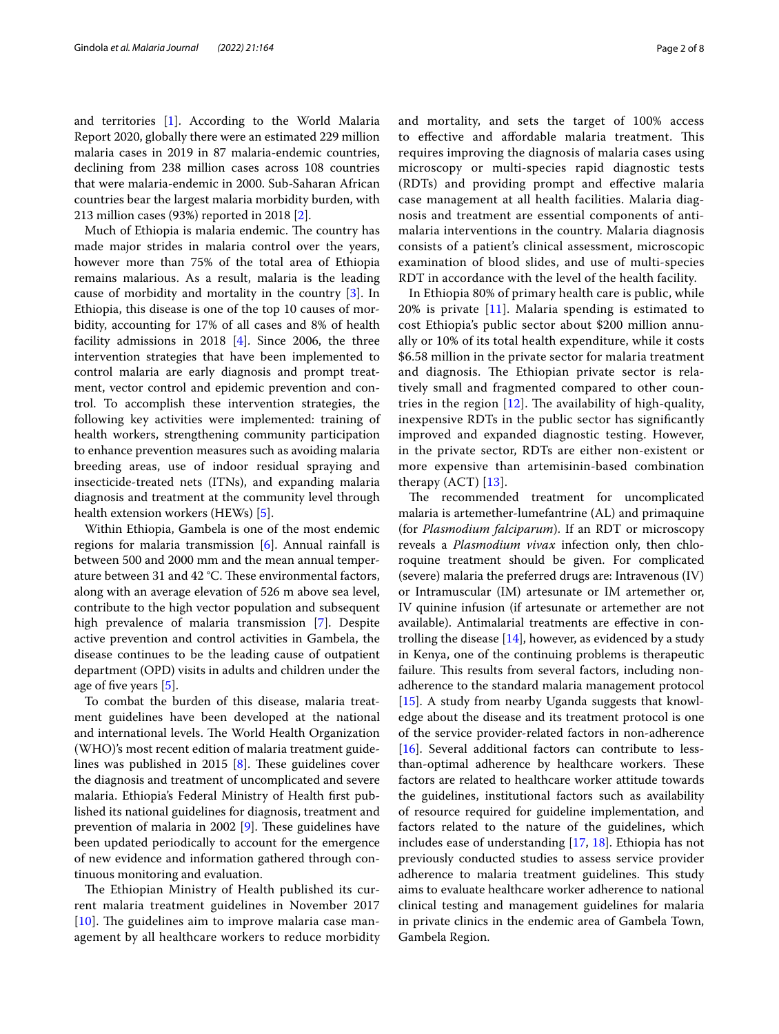and territories [1]. According to the World Malaria Report 2020, globally there were an estimated 229 million malaria cases in 2019 in 87 malaria-endemic countries, declining from 238 million cases across 108 countries that were malaria-endemic in 2000. Sub-Saharan African countries bear the largest malaria morbidity burden, with 213 million cases (93%) reported in 2018 [2].

Much of Ethiopia is malaria endemic. The country has made major strides in malaria control over the years, however more than 75% of the total area of Ethiopia remains malarious. As a result, malaria is the leading cause of morbidity and mortality in the country [3]. In Ethiopia, this disease is one of the top 10 causes of morbidity, accounting for 17% of all cases and 8% of health facility admissions in 2018 [4]. Since 2006, the three intervention strategies that have been implemented to control malaria are early diagnosis and prompt treatment, vector control and epidemic prevention and control. To accomplish these intervention strategies, the following key activities were implemented: training of health workers, strengthening community participation to enhance prevention measures such as avoiding malaria breeding areas, use of indoor residual spraying and insecticide-treated nets (ITNs), and expanding malaria diagnosis and treatment at the community level through health extension workers (HEWs) [5].

Within Ethiopia, Gambela is one of the most endemic regions for malaria transmission [6]. Annual rainfall is between 500 and 2000 mm and the mean annual temperature between 31 and 42 °C. These environmental factors, along with an average elevation of 526 m above sea level, contribute to the high vector population and subsequent high prevalence of malaria transmission [7]. Despite active prevention and control activities in Gambela, the disease continues to be the leading cause of outpatient department (OPD) visits in adults and children under the age of five years [5].

To combat the burden of this disease, malaria treatment guidelines have been developed at the national and international levels. The World Health Organization (WHO)'s most recent edition of malaria treatment guidelines was published in 2015 [8]. These guidelines cover the diagnosis and treatment of uncomplicated and severe malaria. Ethiopia's Federal Ministry of Health first published its national guidelines for diagnosis, treatment and prevention of malaria in 2002 [9]. These guidelines have been updated periodically to account for the emergence of new evidence and information gathered through continuous monitoring and evaluation.

The Ethiopian Ministry of Health published its current malaria treatment guidelines in November 2017 [10]. The guidelines aim to improve malaria case management by all healthcare workers to reduce morbidity and mortality, and sets the target of 100% access to effective and affordable malaria treatment. This requires improving the diagnosis of malaria cases using microscopy or multi-species rapid diagnostic tests (RDTs) and providing prompt and effective malaria case management at all health facilities. Malaria diagnosis and treatment are essential components of anti-malaria interventions in the country. Malaria diagnosis consists of a patient's clinical assessment, microscopic examination of blood slides, and use of multi-species RDT in accordance with the level of the health facility.

In Ethiopia 80% of primary health care is public, while 20% is private [11]. Malaria spending is estimated to cost Ethiopia's public sector about $200 million annually or 10% of its total health expenditure, while it costs $6.58 million in the private sector for malaria treatment and diagnosis. The Ethiopian private sector is relatively small and fragmented compared to other countries in the region [12]. The availability of high-quality, inexpensive RDTs in the public sector has significantly improved and expanded diagnostic testing. However, in the private sector, RDTs are either non-existent or more expensive than artemisinin-based combination therapy (ACT) [13].

The recommended treatment for uncomplicated malaria is artemether-lumefantrine (AL) and primaquine (for *Plasmodium falciparum*). If an RDT or microscopy reveals a *Plasmodium vivax* infection only, then chloroquine treatment should be given. For complicated (severe) malaria the preferred drugs are: Intravenous (IV) or Intramuscular (IM) artesunate or IM artemether or, IV quinine infusion (if artesunate or artemether are not available). Antimalarial treatments are effective in controlling the disease [14], however, as evidenced by a study in Kenya, one of the continuing problems is therapeutic failure. This results from several factors, including non-adherence to the standard malaria management protocol [15]. A study from nearby Uganda suggests that knowledge about the disease and its treatment protocol is one of the service provider-related factors in non-adherence [16]. Several additional factors can contribute to less-than-optimal adherence by healthcare workers. These factors are related to healthcare worker attitude towards the guidelines, institutional factors such as availability of resource required for guideline implementation, and factors related to the nature of the guidelines, which includes ease of understanding [17, 18]. Ethiopia has not previously conducted studies to assess service provider adherence to malaria treatment guidelines. This study aims to evaluate healthcare worker adherence to national clinical testing and management guidelines for malaria in private clinics in the endemic area of Gambela Town, Gambela Region.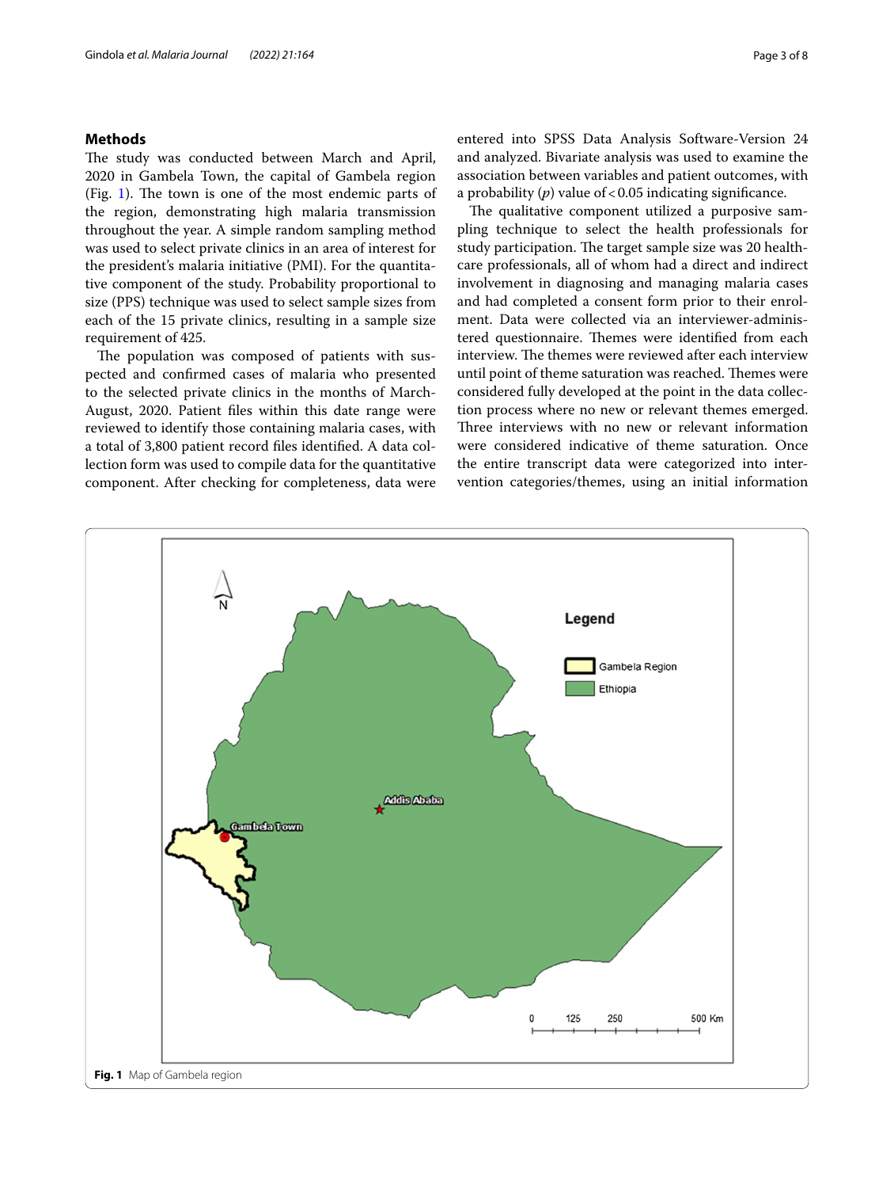## Methods

The study was conducted between March and April, 2020 in Gambela Town, the capital of Gambela region (Fig. 1). The town is one of the most endemic parts of the region, demonstrating high malaria transmission throughout the year. A simple random sampling method was used to select private clinics in an area of interest for the president's malaria initiative (PMI). For the quantitative component of the study. Probability proportional to size (PPS) technique was used to select sample sizes from each of the 15 private clinics, resulting in a sample size requirement of 425.

The population was composed of patients with suspected and confirmed cases of malaria who presented to the selected private clinics in the months of March-August, 2020. Patient files within this date range were reviewed to identify those containing malaria cases, with a total of 3,800 patient record files identified. A data collection form was used to compile data for the quantitative component. After checking for completeness, data were entered into SPSS Data Analysis Software-Version 24 and analyzed. Bivariate analysis was used to examine the association between variables and patient outcomes, with a probability ($p$) value of < 0.05 indicating significance.

The qualitative component utilized a purposive sampling technique to select the health professionals for study participation. The target sample size was 20 healthcare professionals, all of whom had a direct and indirect involvement in diagnosing and managing malaria cases and had completed a consent form prior to their enrolment. Data were collected via an interviewer-administered questionnaire. Themes were identified from each interview. The themes were reviewed after each interview until point of theme saturation was reached. Themes were considered fully developed at the point in the data collection process where no new or relevant themes emerged. Three interviews with no new or relevant information were considered indicative of theme saturation. Once the entire transcript data were categorized into intervention categories/themes, using an initial information

Fig. 1 Map of Gambela region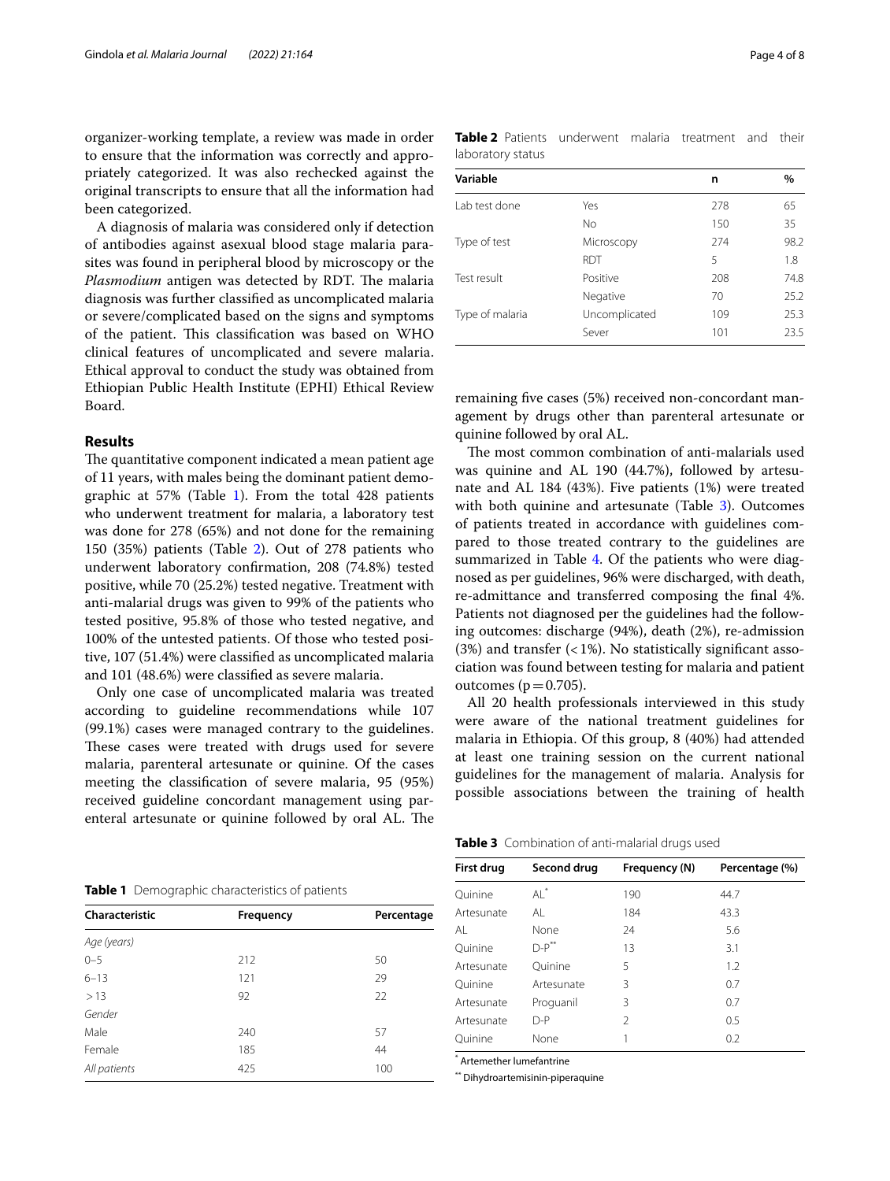organizer-working template, a review was made in order to ensure that the information was correctly and appropriately categorized. It was also rechecked against the original transcripts to ensure that all the information had been categorized.

A diagnosis of malaria was considered only if detection of antibodies against asexual blood stage malaria parasites was found in peripheral blood by microscopy or the *Plasmodium* antigen was detected by RDT. The malaria diagnosis was further classified as uncomplicated malaria or severe/complicated based on the signs and symptoms of the patient. This classification was based on WHO clinical features of uncomplicated and severe malaria. Ethical approval to conduct the study was obtained from Ethiopian Public Health Institute (EPHI) Ethical Review Board.

## Results

The quantitative component indicated a mean patient age of 11 years, with males being the dominant patient demographic at 57% (Table 1). From the total 428 patients who underwent treatment for malaria, a laboratory test was done for 278 (65%) and not done for the remaining 150 (35%) patients (Table 2). Out of 278 patients who underwent laboratory confirmation, 208 (74.8%) tested positive, while 70 (25.2%) tested negative. Treatment with anti-malarial drugs was given to 99% of the patients who tested positive, 95.8% of those who tested negative, and 100% of the untested patients. Of those who tested positive, 107 (51.4%) were classified as uncomplicated malaria and 101 (48.6%) were classified as severe malaria.

Only one case of uncomplicated malaria was treated according to guideline recommendations while 107 (99.1%) cases were managed contrary to the guidelines. These cases were treated with drugs used for severe malaria, parenteral artesunate or quinine. Of the cases meeting the classification of severe malaria, 95 (95%) received guideline concordant management using parenteral artesunate or quinine followed by oral AL. The remaining five cases (5%) received non-concordant management by drugs other than parenteral artesunate or quinine followed by oral AL.

The most common combination of anti-malarials used was quinine and AL 190 (44.7%), followed by artesunate and AL 184 (43%). Five patients (1%) were treated with both quinine and artesunate (Table 3). Outcomes of patients treated in accordance with guidelines compared to those treated contrary to the guidelines are summarized in Table 4. Of the patients who were diagnosed as per guidelines, 96% were discharged, with death, re-admittance and transferred composing the final 4%. Patients not diagnosed per the guidelines had the following outcomes: discharge (94%), death (2%), re-admission (3%) and transfer (< 1%). No statistically significant association was found between testing for malaria and patient outcomes ($p = 0.705$).

All 20 health professionals interviewed in this study were aware of the national treatment guidelines for malaria in Ethiopia. Of this group, 8 (40%) had attended at least one training session on the current national guidelines for the management of malaria. Analysis for possible associations between the training of health

**Table 1** Demographic characteristics of patients

| Characteristic | Frequency | Percentage |
|---|---|---|
| *Age (years)* | | |
| 0–5 | 212 | 50 |
| 6–13 | 121 | 29 |
| > 13 | 92 | 22 |
| *Gender* | | |
| Male | 240 | 57 |
| Female | 185 | 44 |
| *All patients* | 425 | 100 |

**Table 2** Patients underwent malaria treatment and their laboratory status

| Variable | | n | % |
|---|---|---|---|
| Lab test done | Yes | 278 | 65 |
| | No | 150 | 35 |
| Type of test | Microscopy | 274 | 98.2 |
| | RDT | 5 | 1.8 |
| Test result | Positive | 208 | 74.8 |
| | Negative | 70 | 25.2 |
| Type of malaria | Uncomplicated | 109 | 25.3 |
| | Sever | 101 | 23.5 |

**Table 3** Combination of anti-malarial drugs used

| First drug | Second drug | Frequency (N) | Percentage (%) |
|---|---|---|---|
| Quinine | AL* | 190 | 44.7 |
| Artesunate | AL | 184 | 43.3 |
| AL | None | 24 | 5.6 |
| Quinine | D-P** | 13 | 3.1 |
| Artesunate | Quinine | 5 | 1.2 |
| Quinine | Artesunate | 3 | 0.7 |
| Artesunate | Proguanil | 3 | 0.7 |
| Artesunate | D-P | 2 | 0.5 |
| Quinine | None | 1 | 0.2 |

\* Artemether lumefantrine

\** Dihydroartemisinin-piperaquine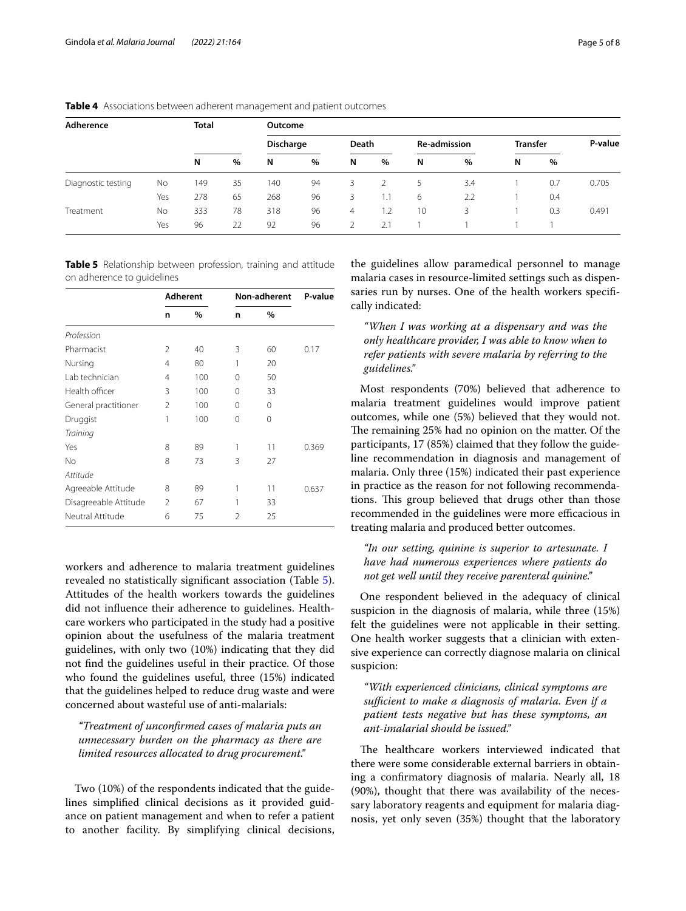**Table 4** Associations between adherent management and patient outcomes

| Adherence | | Total | | Outcome | | | | | | | | P-value |
|---|---|---|---|---|---|---|---|---|---|---|---|---|
| | | | | Discharge | | Death | | Re-admission | | Transfer | | |
| | | N | % | N | % | N | % | N | % | N | % | |
| Diagnostic testing | No | 149 | 35 | 140 | 94 | 3 | 2 | 5 | 3.4 | 1 | 0.7 | 0.705 |
| | Yes | 278 | 65 | 268 | 96 | 3 | 1.1 | 6 | 2.2 | 1 | 0.4 | |
| Treatment | No | 333 | 78 | 318 | 96 | 4 | 1.2 | 10 | 3 | 1 | 0.3 | 0.491 |
| | Yes | 96 | 22 | 92 | 96 | 2 | 2.1 | 1 | 1 | 1 | 1 | |

**Table 5** Relationship between profession, training and attitude on adherence to guidelines

| | Adherent | | Non-adherent | | P-value |
|---|---|---|---|---|---|
| | n | % | n | % | |
| *Profession* | | | | | |
| Pharmacist | 2 | 40 | 3 | 60 | 0.17 |
| Nursing | 4 | 80 | 1 | 20 | |
| Lab technician | 4 | 100 | 0 | 50 | |
| Health officer | 3 | 100 | 0 | 33 | |
| General practitioner | 2 | 100 | 0 | 0 | |
| Druggist | 1 | 100 | 0 | 0 | |
| *Training* | | | | | |
| Yes | 8 | 89 | 1 | 11 | 0.369 |
| No | 8 | 73 | 3 | 27 | |
| *Attitude* | | | | | |
| Agreeable Attitude | 8 | 89 | 1 | 11 | 0.637 |
| Disagreeable Attitude | 2 | 67 | 1 | 33 | |
| Neutral Attitude | 6 | 75 | 2 | 25 | |

workers and adherence to malaria treatment guidelines revealed no statistically significant association (Table 5). Attitudes of the health workers towards the guidelines did not influence their adherence to guidelines. Healthcare workers who participated in the study had a positive opinion about the usefulness of the malaria treatment guidelines, with only two (10%) indicating that they did not find the guidelines useful in their practice. Of those who found the guidelines useful, three (15%) indicated that the guidelines helped to reduce drug waste and were concerned about wasteful use of anti-malarials:

> *"Treatment of unconfirmed cases of malaria puts an unnecessary burden on the pharmacy as there are limited resources allocated to drug procurement."*

Two (10%) of the respondents indicated that the guidelines simplified clinical decisions as it provided guidance on patient management and when to refer a patient to another facility. By simplifying clinical decisions, the guidelines allow paramedical personnel to manage malaria cases in resource-limited settings such as dispensaries run by nurses. One of the health workers specifically indicated:

> *"When I was working at a dispensary and was the only healthcare provider, I was able to know when to refer patients with severe malaria by referring to the guidelines."*

Most respondents (70%) believed that adherence to malaria treatment guidelines would improve patient outcomes, while one (5%) believed that they would not. The remaining 25% had no opinion on the matter. Of the participants, 17 (85%) claimed that they follow the guideline recommendation in diagnosis and management of malaria. Only three (15%) indicated their past experience in practice as the reason for not following recommendations. This group believed that drugs other than those recommended in the guidelines were more efficacious in treating malaria and produced better outcomes.

> *"In our setting, quinine is superior to artesunate. I have had numerous experiences where patients do not get well until they receive parenteral quinine."*

One respondent believed in the adequacy of clinical suspicion in the diagnosis of malaria, while three (15%) felt the guidelines were not applicable in their setting. One health worker suggests that a clinician with extensive experience can correctly diagnose malaria on clinical suspicion:

> *"With experienced clinicians, clinical symptoms are sufficient to make a diagnosis of malaria. Even if a patient tests negative but has these symptoms, an ant-imalarial should be issued."*

The healthcare workers interviewed indicated that there were some considerable external barriers in obtaining a confirmatory diagnosis of malaria. Nearly all, 18 (90%), thought that there was availability of the necessary laboratory reagents and equipment for malaria diagnosis, yet only seven (35%) thought that the laboratory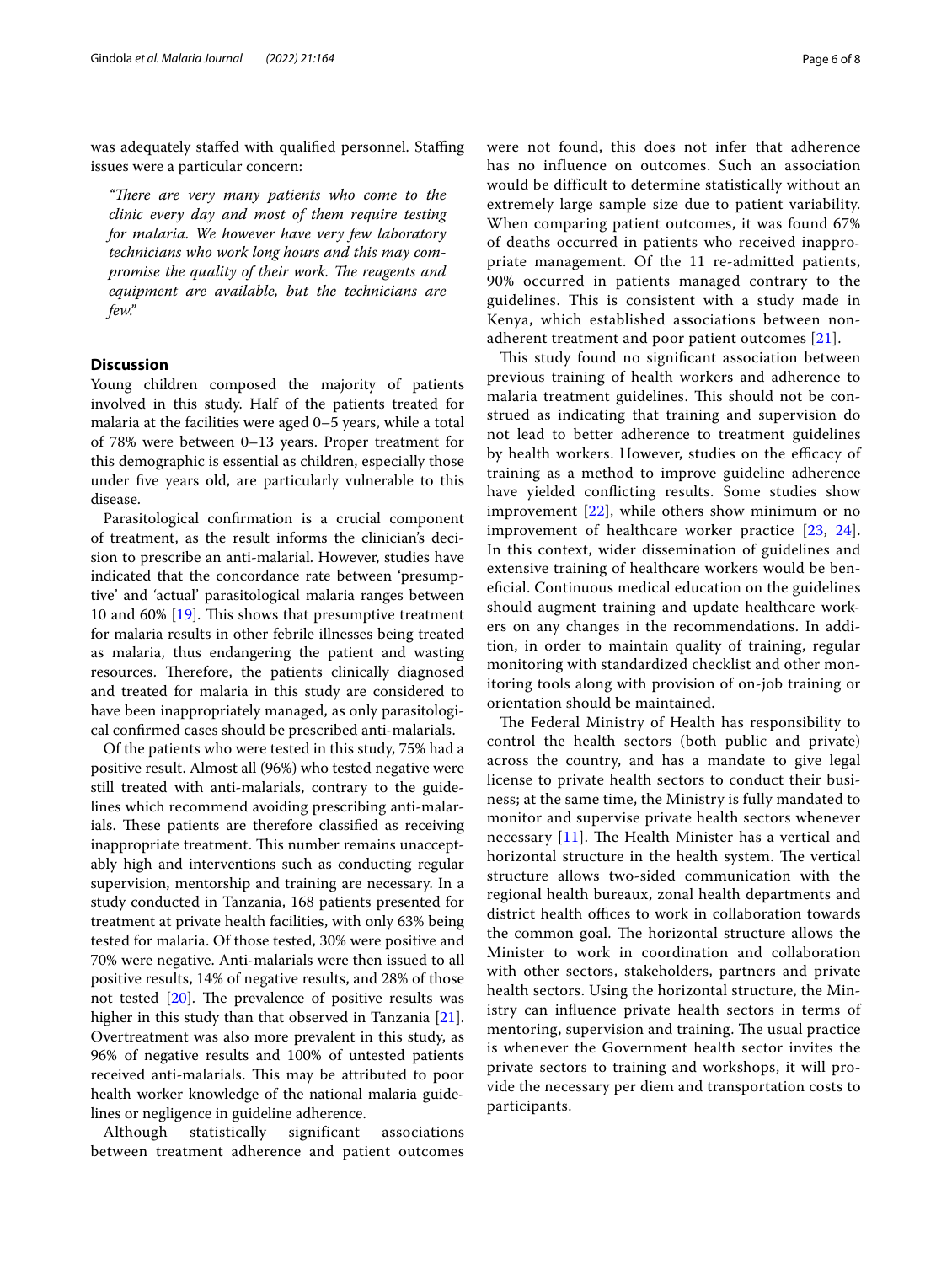was adequately staffed with qualified personnel. Staffing issues were a particular concern:

> *"There are very many patients who come to the clinic every day and most of them require testing for malaria. We however have very few laboratory technicians who work long hours and this may compromise the quality of their work. The reagents and equipment are available, but the technicians are few."*

## Discussion

Young children composed the majority of patients involved in this study. Half of the patients treated for malaria at the facilities were aged 0–5 years, while a total of 78% were between 0–13 years. Proper treatment for this demographic is essential as children, especially those under five years old, are particularly vulnerable to this disease.

Parasitological confirmation is a crucial component of treatment, as the result informs the clinician's decision to prescribe an anti-malarial. However, studies have indicated that the concordance rate between 'presumptive' and 'actual' parasitological malaria ranges between 10 and 60% [19]. This shows that presumptive treatment for malaria results in other febrile illnesses being treated as malaria, thus endangering the patient and wasting resources. Therefore, the patients clinically diagnosed and treated for malaria in this study are considered to have been inappropriately managed, as only parasitological confirmed cases should be prescribed anti-malarials.

Of the patients who were tested in this study, 75% had a positive result. Almost all (96%) who tested negative were still treated with anti-malarials, contrary to the guidelines which recommend avoiding prescribing anti-malarials. These patients are therefore classified as receiving inappropriate treatment. This number remains unacceptably high and interventions such as conducting regular supervision, mentorship and training are necessary. In a study conducted in Tanzania, 168 patients presented for treatment at private health facilities, with only 63% being tested for malaria. Of those tested, 30% were positive and 70% were negative. Anti-malarials were then issued to all positive results, 14% of negative results, and 28% of those not tested [20]. The prevalence of positive results was higher in this study than that observed in Tanzania [21]. Overtreatment was also more prevalent in this study, as 96% of negative results and 100% of untested patients received anti-malarials. This may be attributed to poor health worker knowledge of the national malaria guidelines or negligence in guideline adherence.

Although statistically significant associations between treatment adherence and patient outcomes were not found, this does not infer that adherence has no influence on outcomes. Such an association would be difficult to determine statistically without an extremely large sample size due to patient variability. When comparing patient outcomes, it was found 67% of deaths occurred in patients who received inappropriate management. Of the 11 re-admitted patients, 90% occurred in patients managed contrary to the guidelines. This is consistent with a study made in Kenya, which established associations between non-adherent treatment and poor patient outcomes [21].

This study found no significant association between previous training of health workers and adherence to malaria treatment guidelines. This should not be construed as indicating that training and supervision do not lead to better adherence to treatment guidelines by health workers. However, studies on the efficacy of training as a method to improve guideline adherence have yielded conflicting results. Some studies show improvement [22], while others show minimum or no improvement of healthcare worker practice [23, 24]. In this context, wider dissemination of guidelines and extensive training of healthcare workers would be beneficial. Continuous medical education on the guidelines should augment training and update healthcare workers on any changes in the recommendations. In addition, in order to maintain quality of training, regular monitoring with standardized checklist and other monitoring tools along with provision of on-job training or orientation should be maintained.

The Federal Ministry of Health has responsibility to control the health sectors (both public and private) across the country, and has a mandate to give legal license to private health sectors to conduct their business; at the same time, the Ministry is fully mandated to monitor and supervise private health sectors whenever necessary [11]. The Health Minister has a vertical and horizontal structure in the health system. The vertical structure allows two-sided communication with the regional health bureaux, zonal health departments and district health offices to work in collaboration towards the common goal. The horizontal structure allows the Minister to work in coordination and collaboration with other sectors, stakeholders, partners and private health sectors. Using the horizontal structure, the Ministry can influence private health sectors in terms of mentoring, supervision and training. The usual practice is whenever the Government health sector invites the private sectors to training and workshops, it will provide the necessary per diem and transportation costs to participants.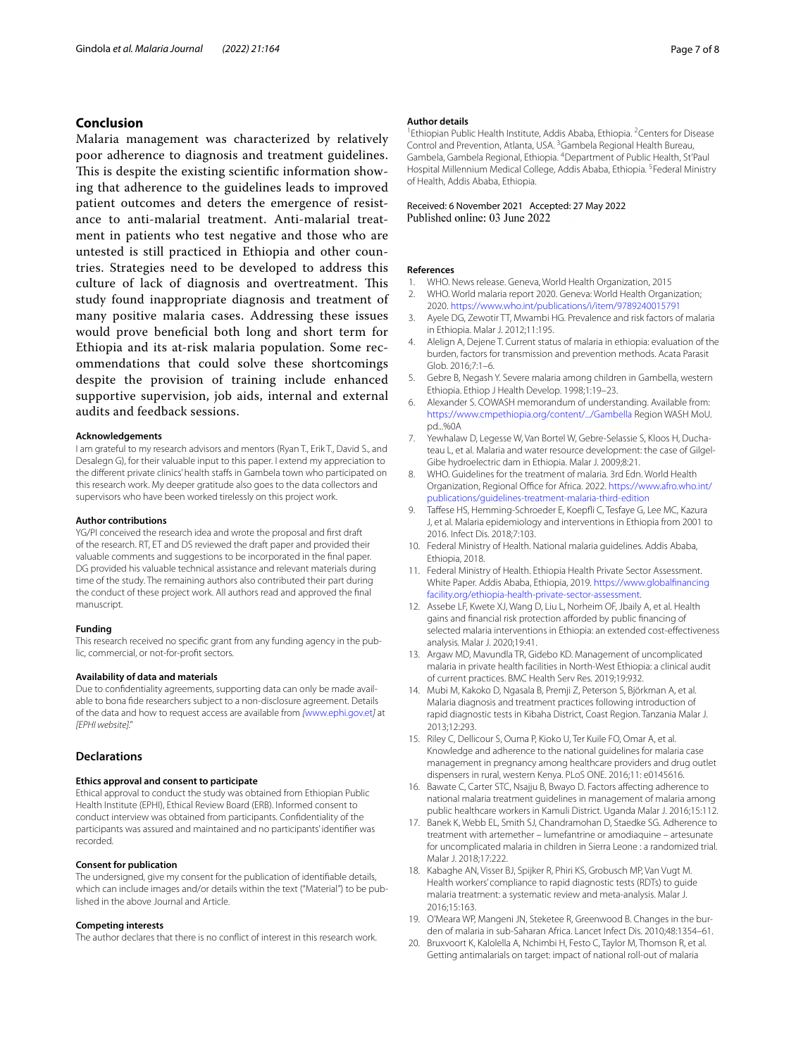## Conclusion

Malaria management was characterized by relatively poor adherence to diagnosis and treatment guidelines. This is despite the existing scientific information showing that adherence to the guidelines leads to improved patient outcomes and deters the emergence of resistance to anti-malarial treatment. Anti-malarial treatment in patients who test negative and those who are untested is still practiced in Ethiopia and other countries. Strategies need to be developed to address this culture of lack of diagnosis and overtreatment. This study found inappropriate diagnosis and treatment of many positive malaria cases. Addressing these issues would prove beneficial both long and short term for Ethiopia and its at-risk malaria population. Some recommendations that could solve these shortcomings despite the provision of training include enhanced supportive supervision, job aids, internal and external audits and feedback sessions.

#### Acknowledgements

I am grateful to my research advisors and mentors (Ryan T., Erik T., David S., and Desalegn G), for their valuable input to this paper. I extend my appreciation to the different private clinics' health staffs in Gambela town who participated on this research work. My deeper gratitude also goes to the data collectors and supervisors who have been worked tirelessly on this project work.

#### Author contributions

YG/PI conceived the research idea and wrote the proposal and first draft of the research. RT, ET and DS reviewed the draft paper and provided their valuable comments and suggestions to be incorporated in the final paper. DG provided his valuable technical assistance and relevant materials during time of the study. The remaining authors also contributed their part during the conduct of these project work. All authors read and approved the final manuscript.

#### Funding

This research received no specific grant from any funding agency in the public, commercial, or not-for-profit sectors.

#### Availability of data and materials

Due to confidentiality agreements, supporting data can only be made available to bona fide researchers subject to a non-disclosure agreement. Details of the data and how to request access are available from *[www.ephi.gov.et]* at *[EPHI website]*."

## Declarations

#### Ethics approval and consent to participate

Ethical approval to conduct the study was obtained from Ethiopian Public Health Institute (EPHI), Ethical Review Board (ERB). Informed consent to conduct interview was obtained from participants. Confidentiality of the participants was assured and maintained and no participants' identifier was recorded.

#### Consent for publication

The undersigned, give my consent for the publication of identifiable details, which can include images and/or details within the text ("Material") to be published in the above Journal and Article.

#### Competing interests

The author declares that there is no conflict of interest in this research work.

#### Author details

[1]Ethiopian Public Health Institute, Addis Ababa, Ethiopia. [2]Centers for Disease Control and Prevention, Atlanta, USA. [3]Gambela Regional Health Bureau, Gambela, Gambela Regional, Ethiopia. [4]Department of Public Health, St'Paul Hospital Millennium Medical College, Addis Ababa, Ethiopia. [5]Federal Ministry of Health, Addis Ababa, Ethiopia.

Received: 6 November 2021 Accepted: 27 May 2022
Published online: 03 June 2022

#### References

1. WHO. News release. Geneva, World Health Organization, 2015
2. WHO. World malaria report 2020. Geneva: World Health Organization; 2020. https://www.who.int/publications/i/item/9789240015791
3. Ayele DG, Zewotir TT, Mwambi HG. Prevalence and risk factors of malaria in Ethiopia. Malar J. 2012;11:195.
4. Alelign A, Dejene T. Current status of malaria in ethiopia: evaluation of the burden, factors for transmission and prevention methods. Acata Parasit Glob. 2016;7:1–6.
5. Gebre B, Negash Y. Severe malaria among children in Gambella, western Ethiopia. Ethiop J Health Develop. 1998;1:19–23.
6. Alexander S. COWASH memorandum of understanding. Available from: https://www.cmpethiopia.org/content/.../Gambella Region WASH MoU.pd...%0A
7. Yewhalaw D, Legesse W, Van Bortel W, Gebre-Selassie S, Kloos H, Duchateau L, et al. Malaria and water resource development: the case of Gilgel-Gibe hydroelectric dam in Ethiopia. Malar J. 2009;8:21.
8. WHO. Guidelines for the treatment of malaria. 3rd Edn. World Health Organization, Regional Office for Africa. 2022. https://www.afro.who.int/publications/guidelines-treatment-malaria-third-edition
9. Taffese HS, Hemming-Schroeder E, Koepfli C, Tesfaye G, Lee MC, Kazura J, et al. Malaria epidemiology and interventions in Ethiopia from 2001 to 2016. Infect Dis. 2018;7:103.
10. Federal Ministry of Health. National malaria guidelines. Addis Ababa, Ethiopia, 2018.
11. Federal Ministry of Health. Ethiopia Health Private Sector Assessment. White Paper. Addis Ababa, Ethiopia, 2019. https://www.globalfinancingfacility.org/ethiopia-health-private-sector-assessment.
12. Assebe LF, Kwete XJ, Wang D, Liu L, Norheim OF, Jbaily A, et al. Health gains and financial risk protection afforded by public financing of selected malaria interventions in Ethiopia: an extended cost-effectiveness analysis. Malar J. 2020;19:41.
13. Argaw MD, Mavundla TR, Gidebo KD. Management of uncomplicated malaria in private health facilities in North-West Ethiopia: a clinical audit of current practices. BMC Health Serv Res. 2019;19:932.
14. Mubi M, Kakoko D, Ngasala B, Premji Z, Peterson S, Björkman A, et al. Malaria diagnosis and treatment practices following introduction of rapid diagnostic tests in Kibaha District, Coast Region. Tanzania Malar J. 2013;12:293.
15. Riley C, Dellicour S, Ouma P, Kioko U, Ter Kuile FO, Omar A, et al. Knowledge and adherence to the national guidelines for malaria case management in pregnancy among healthcare providers and drug outlet dispensers in rural, western Kenya. PLoS ONE. 2016;11: e0145616.
16. Bawate C, Carter STC, Nsajju B, Bwayo D. Factors affecting adherence to national malaria treatment guidelines in management of malaria among public healthcare workers in Kamuli District. Uganda Malar J. 2016;15:112.
17. Banek K, Webb EL, Smith SJ, Chandramohan D, Staedke SG. Adherence to treatment with artemether – lumefantrine or amodiaquine – artesunate for uncomplicated malaria in children in Sierra Leone : a randomized trial. Malar J. 2018;17:222.
18. Kabaghe AN, Visser BJ, Spijker R, Phiri KS, Grobusch MP, Van Vugt M. Health workers' compliance to rapid diagnostic tests (RDTs) to guide malaria treatment: a systematic review and meta-analysis. Malar J. 2016;15:163.
19. O'Meara WP, Mangeni JN, Steketee R, Greenwood B. Changes in the burden of malaria in sub-Saharan Africa. Lancet Infect Dis. 2010;48:1354–61.
20. Bruxvoort K, Kalolella A, Nchimbi H, Festo C, Taylor M, Thomson R, et al. Getting antimalarials on target: impact of national roll-out of malaria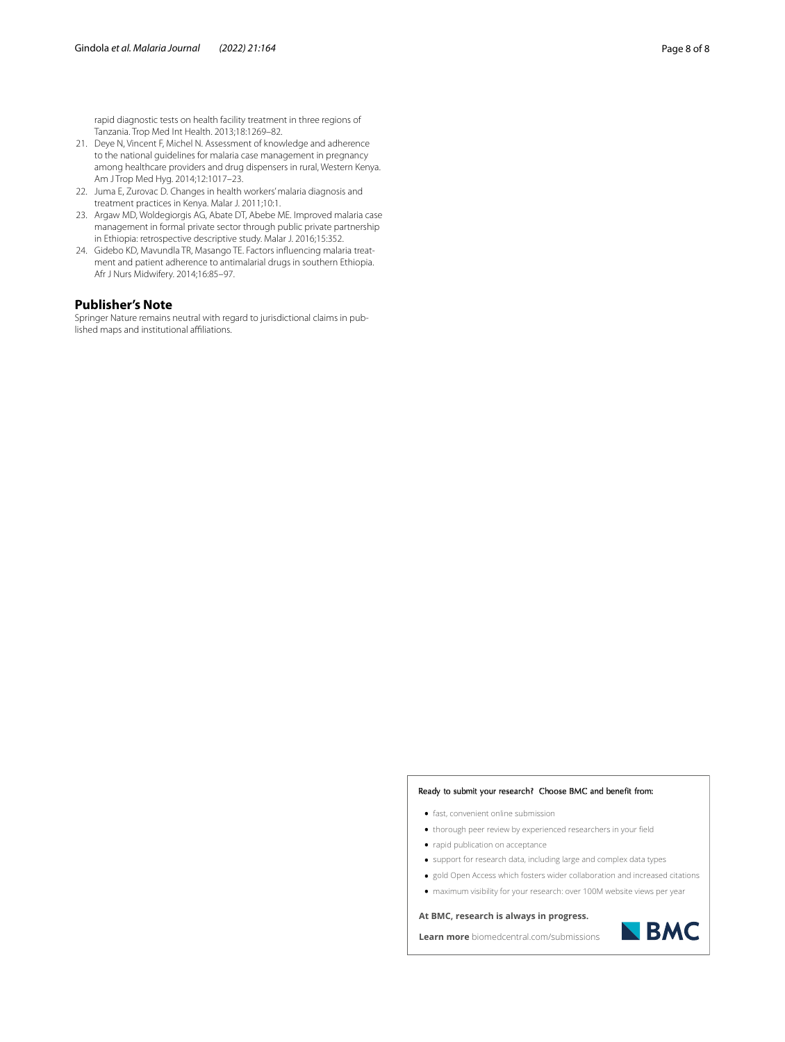rapid diagnostic tests on health facility treatment in three regions of Tanzania. Trop Med Int Health. 2013;18:1269–82.

21. Deye N, Vincent F, Michel N. Assessment of knowledge and adherence to the national guidelines for malaria case management in pregnancy among healthcare providers and drug dispensers in rural, Western Kenya. Am J Trop Med Hyg. 2014;12:1017–23.
22. Juma E, Zurovac D. Changes in health workers' malaria diagnosis and treatment practices in Kenya. Malar J. 2011;10:1.
23. Argaw MD, Woldegiorgis AG, Abate DT, Abebe ME. Improved malaria case management in formal private sector through public private partnership in Ethiopia: retrospective descriptive study. Malar J. 2016;15:352.
24. Gidebo KD, Mavundla TR, Masango TE. Factors influencing malaria treatment and patient adherence to antimalarial drugs in southern Ethiopia. Afr J Nurs Midwifery. 2014;16:85–97.

## Publisher's Note

Springer Nature remains neutral with regard to jurisdictional claims in published maps and institutional affiliations.

Ready to submit your research? Choose BMC and benefit from:

- fast, convenient online submission
- thorough peer review by experienced researchers in your field
- rapid publication on acceptance
- support for research data, including large and complex data types
- gold Open Access which fosters wider collaboration and increased citations
- maximum visibility for your research: over 100M website views per year

**At BMC, research is always in progress.**

**Learn more** biomedcentral.com/submissions

BMC